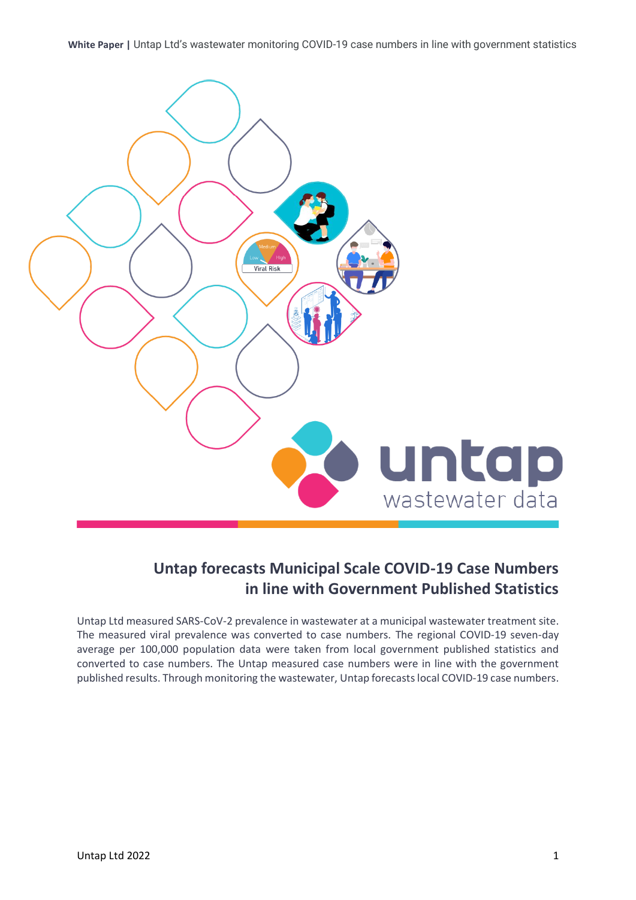# Untap forecasts Municipal Scale COVID-19 Case Numbers in line with Government Published Statistics

Untap Ltd measured SARS-CoV-2 prevalence in wastewater at a municipal wastewater treatment site. The measured viral prevalence was converted to case numbers. The regional COVID-19 seven-day average per 100,000 population data were taken from local government published statistics and converted to case numbers. The Untap measured case numbers were in line with the government published results. Through monitoring the wastewater, Untap forecasts local COVID-19 case numbers.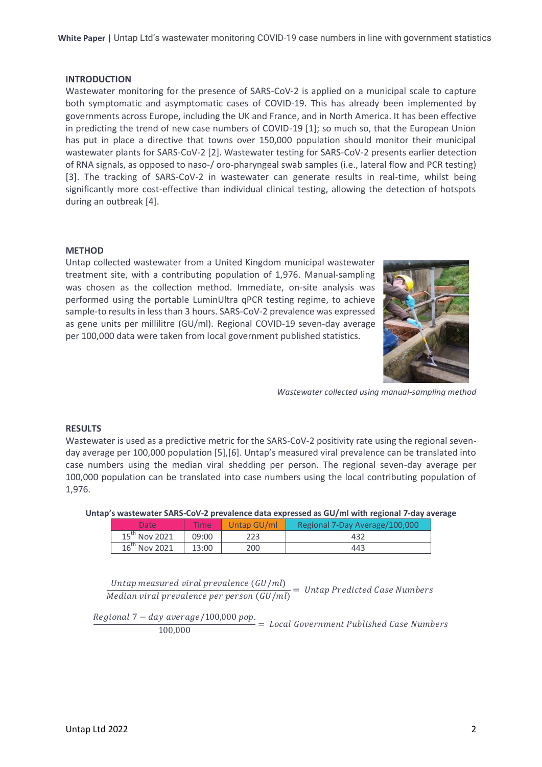## INTRODUCTION

Wastewater monitoring for the presence of SARS-CoV-2 is applied on a municipal scale to capture both symptomatic and asymptomatic cases of COVID-19. This has already been implemented by governments across Europe, including the UK and France, and in North America. It has been effective in predicting the trend of new case numbers of COVID-19 [1]; so much so, that the European Union has put in place a directive that towns over 150,000 population should monitor their municipal wastewater plants for SARS-CoV-2 [2]. Wastewater testing for SARS-CoV-2 presents earlier detection of RNA signals, as opposed to naso-/ oro-pharyngeal swab samples (i.e., lateral flow and PCR testing) [3]. The tracking of SARS-CoV-2 in wastewater can generate results in real-time, whilst being significantly more cost-effective than individual clinical testing, allowing the detection of hotspots during an outbreak [4].

## METHOD

Untap collected wastewater from a United Kingdom municipal wastewater treatment site, with a contributing population of 1,976. Manual-sampling was chosen as the collection method. Immediate, on-site analysis was performed using the portable LuminUltra qPCR testing regime, to achieve sample-to results in less than 3 hours. SARS-CoV-2 prevalence was expressed as gene units per millilitre (GU/ml). Regional COVID-19 seven-day average per 100,000 data were taken from local government published statistics.

*Wastewater collected using manual-sampling method*

## RESULTS

Wastewater is used as a predictive metric for the SARS-CoV-2 positivity rate using the regional seven-day average per 100,000 population [5],[6]. Untap's measured viral prevalence can be translated into case numbers using the median viral shedding per person. The regional seven-day average per 100,000 population can be translated into case numbers using the local contributing population of 1,976.

**Untap's wastewater SARS-CoV-2 prevalence data expressed as GU/ml with regional 7-day average**

| Date | Time | Untap GU/ml | Regional 7-Day Average/100,000 |
|---|---|---|---|
| 15th Nov 2021 | 09:00 | 223 | 432 |
| 16th Nov 2021 | 13:00 | 200 | 443 |

$$\frac{Untap\ measured\ viral\ prevalence\ (GU/ml)}{Median\ viral\ prevalence\ per\ person\ (GU/ml)} = Untap\ Predicted\ Case\ Numbers$$

$$\frac{Regional\ 7-day\ average/100{,}000\ pop.}{100{,}000} = Local\ Government\ Published\ Case\ Numbers$$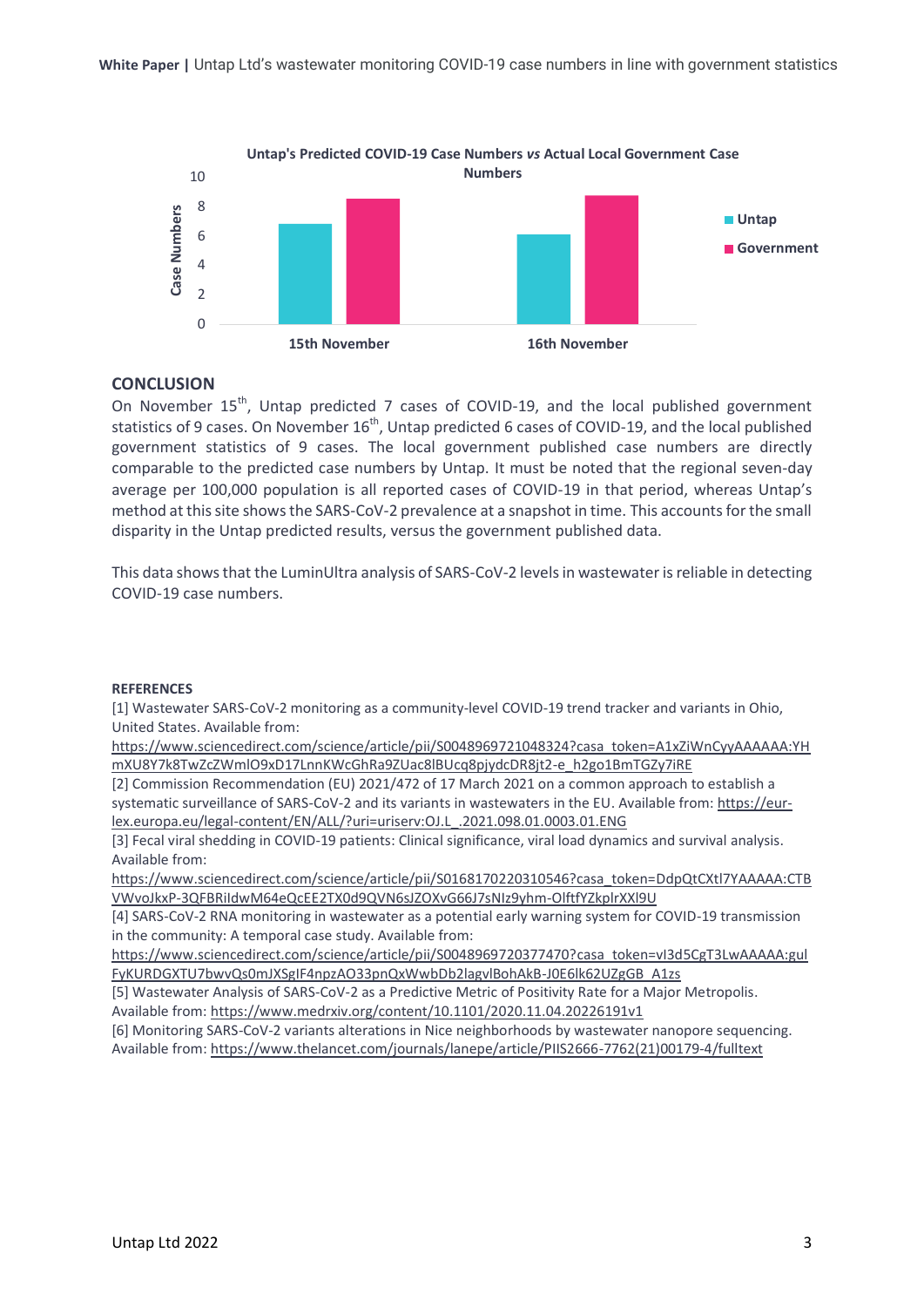Untap's Predicted COVID-19 Case Numbers *vs* Actual Local Government Case Numbers

Case Numbers

10
8
6
4
2
0

15th November
16th November

Untap
Government

## CONCLUSION

On November 15th, Untap predicted 7 cases of COVID-19, and the local published government statistics of 9 cases. On November 16th, Untap predicted 6 cases of COVID-19, and the local published government statistics of 9 cases. The local government published case numbers are directly comparable to the predicted case numbers by Untap. It must be noted that the regional seven-day average per 100,000 population is all reported cases of COVID-19 in that period, whereas Untap's method at this site shows the SARS-CoV-2 prevalence at a snapshot in time. This accounts for the small disparity in the Untap predicted results, versus the government published data.

This data shows that the LuminUltra analysis of SARS-CoV-2 levels in wastewater is reliable in detecting COVID-19 case numbers.

**REFERENCES**

[1] Wastewater SARS-CoV-2 monitoring as a community-level COVID-19 trend tracker and variants in Ohio, United States. Available from: https://www.sciencedirect.com/science/article/pii/S0048969721048324?casa_token=A1xZiWnCyyAAAAAA:YHmXU8Y7k8TwZcZWmlO9xD17LnnKWcGhRa9ZUac8lBUcq8pjydcDR8jt2-e_h2go1BmTGZy7iRE

[2] Commission Recommendation (EU) 2021/472 of 17 March 2021 on a common approach to establish a systematic surveillance of SARS-CoV-2 and its variants in wastewaters in the EU. Available from: https://eur-lex.europa.eu/legal-content/EN/ALL/?uri=uriserv:OJ.L_.2021.098.01.0003.01.ENG

[3] Fecal viral shedding in COVID-19 patients: Clinical significance, viral load dynamics and survival analysis. Available from: https://www.sciencedirect.com/science/article/pii/S0168170220310546?casa_token=DdpQtCXtl7YAAAAA:CTBVWvoJkxP-3QFBRiIdwM64eQcEE2TX0d9QVN6sJZOXvG66J7sNIz9yhm-OlftfYZkplrXXl9U

[4] SARS-CoV-2 RNA monitoring in wastewater as a potential early warning system for COVID-19 transmission in the community: A temporal case study. Available from: https://www.sciencedirect.com/science/article/pii/S0048969720377470?casa_token=vI3d5CgT3LwAAAAA:gulFyKURDGXTU7bwvQs0mJXSgIF4npzAO33pnQxWwbDb2lagvlBohAkB-J0E6lk62UZgGB_A1zs

[5] Wastewater Analysis of SARS-CoV-2 as a Predictive Metric of Positivity Rate for a Major Metropolis. Available from: https://www.medrxiv.org/content/10.1101/2020.11.04.20226191v1

[6] Monitoring SARS-CoV-2 variants alterations in Nice neighborhoods by wastewater nanopore sequencing. Available from: https://www.thelancet.com/journals/lanepe/article/PIIS2666-7762(21)00179-4/fulltext

Untap Ltd 2022